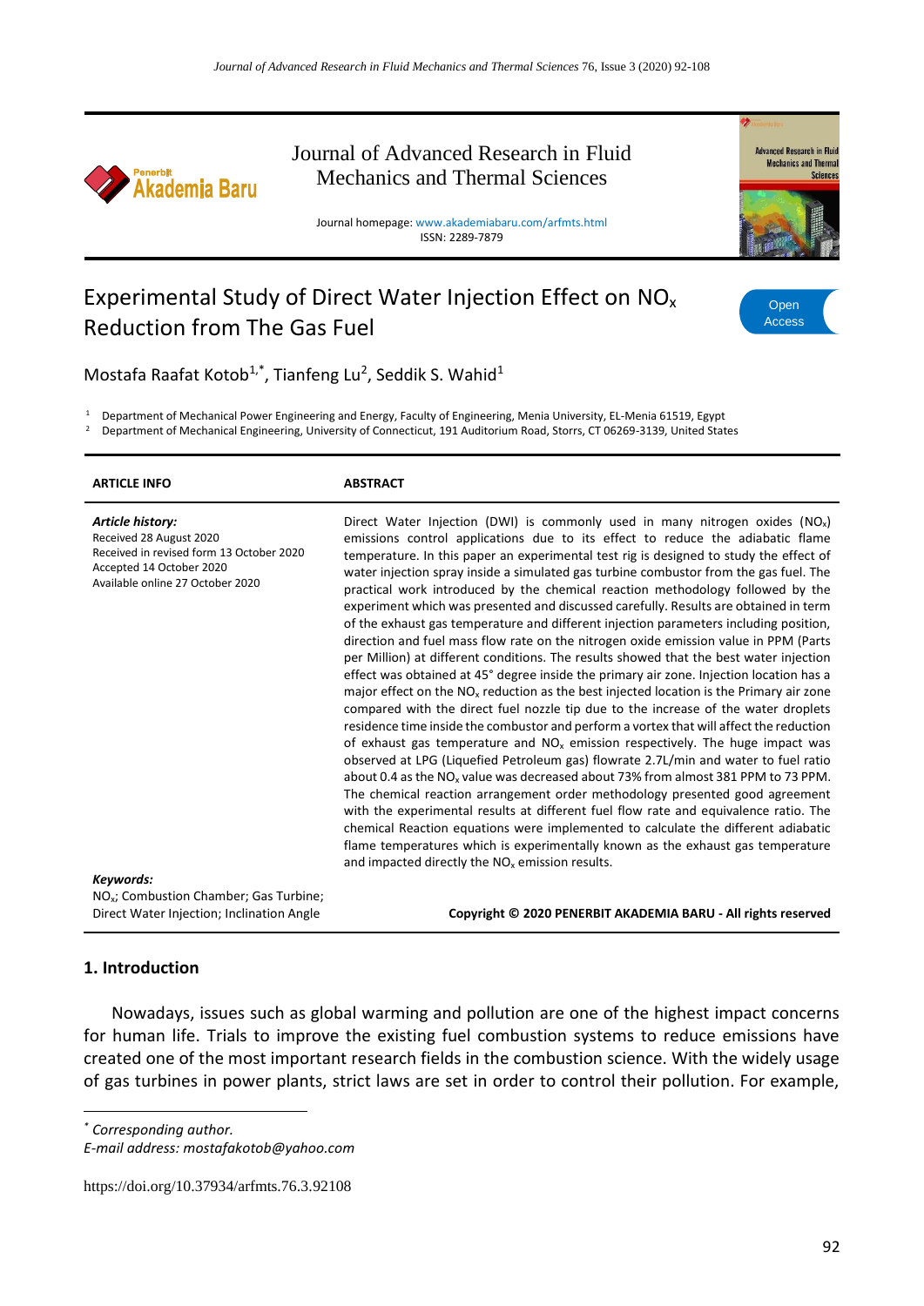# Experimental Study of Direct Water Injection Effect on $NO_x$ Reduction from The Gas Fuel

Mostafa Raafat Kotob[1,*], Tianfeng Lu[2], Seddik S. Wahid[1]

[1] Department of Mechanical Power Engineering and Energy, Faculty of Engineering, Menia University, EL-Menia 61519, Egypt
[2] Department of Mechanical Engineering, University of Connecticut, 191 Auditorium Road, Storrs, CT 06269-3139, United States

**ARTICLE INFO**

***Article history:***
Received 28 August 2020
Received in revised form 13 October 2020
Accepted 14 October 2020
Available online 27 October 2020

***Keywords:***
$NO_x$; Combustion Chamber; Gas Turbine; Direct Water Injection; Inclination Angle

**ABSTRACT**

Direct Water Injection (DWI) is commonly used in many nitrogen oxides ($NO_x$) emissions control applications due to its effect to reduce the adiabatic flame temperature. In this paper an experimental test rig is designed to study the effect of water injection spray inside a simulated gas turbine combustor from the gas fuel. The practical work introduced by the chemical reaction methodology followed by the experiment which was presented and discussed carefully. Results are obtained in term of the exhaust gas temperature and different injection parameters including position, direction and fuel mass flow rate on the nitrogen oxide emission value in PPM (Parts per Million) at different conditions. The results showed that the best water injection effect was obtained at 45° degree inside the primary air zone. Injection location has a major effect on the $NO_x$ reduction as the best injected location is the Primary air zone compared with the direct fuel nozzle tip due to the increase of the water droplets residence time inside the combustor and perform a vortex that will affect the reduction of exhaust gas temperature and $NO_x$ emission respectively. The huge impact was observed at LPG (Liquefied Petroleum gas) flowrate 2.7L/min and water to fuel ratio about 0.4 as the $NO_x$ value was decreased about 73% from almost 381 PPM to 73 PPM. The chemical reaction arrangement order methodology presented good agreement with the experimental results at different fuel flow rate and equivalence ratio. The chemical Reaction equations were implemented to calculate the different adiabatic flame temperatures which is experimentally known as the exhaust gas temperature and impacted directly the $NO_x$ emission results.

**Copyright © 2020 PENERBIT AKADEMIA BARU - All rights reserved**

## 1. Introduction

Nowadays, issues such as global warming and pollution are one of the highest impact concerns for human life. Trials to improve the existing fuel combustion systems to reduce emissions have created one of the most important research fields in the combustion science. With the widely usage of gas turbines in power plants, strict laws are set in order to control their pollution. For example,

[*] *Corresponding author.*
*E-mail address: mostafakotob@yahoo.com*

https://doi.org/10.37934/arfmts.76.3.92108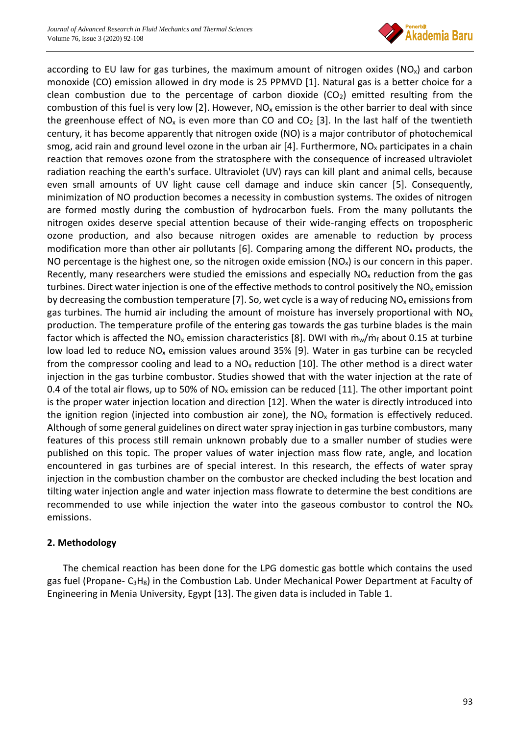according to EU law for gas turbines, the maximum amount of nitrogen oxides ($NO_x$) and carbon monoxide (CO) emission allowed in dry mode is 25 PPMVD [1]. Natural gas is a better choice for a clean combustion due to the percentage of carbon dioxide ($CO_2$) emitted resulting from the combustion of this fuel is very low [2]. However, $NO_x$ emission is the other barrier to deal with since the greenhouse effect of $NO_x$ is even more than CO and $CO_2$ [3]. In the last half of the twentieth century, it has become apparently that nitrogen oxide (NO) is a major contributor of photochemical smog, acid rain and ground level ozone in the urban air [4]. Furthermore, $NO_x$ participates in a chain reaction that removes ozone from the stratosphere with the consequence of increased ultraviolet radiation reaching the earth's surface. Ultraviolet (UV) rays can kill plant and animal cells, because even small amounts of UV light cause cell damage and induce skin cancer [5]. Consequently, minimization of NO production becomes a necessity in combustion systems. The oxides of nitrogen are formed mostly during the combustion of hydrocarbon fuels. From the many pollutants the nitrogen oxides deserve special attention because of their wide-ranging effects on tropospheric ozone production, and also because nitrogen oxides are amenable to reduction by process modification more than other air pollutants [6]. Comparing among the different $NO_x$ products, the NO percentage is the highest one, so the nitrogen oxide emission ($NO_x$) is our concern in this paper. Recently, many researchers were studied the emissions and especially $NO_x$ reduction from the gas turbines. Direct water injection is one of the effective methods to control positively the $NO_x$ emission by decreasing the combustion temperature [7]. So, wet cycle is a way of reducing $NO_x$ emissions from gas turbines. The humid air including the amount of moisture has inversely proportional with $NO_x$ production. The temperature profile of the entering gas towards the gas turbine blades is the main factor which is affected the $NO_x$ emission characteristics [8]. DWI with $\dot{m}_w/\dot{m}_f$ about 0.15 at turbine low load led to reduce $NO_x$ emission values around 35% [9]. Water in gas turbine can be recycled from the compressor cooling and lead to a $NO_x$ reduction [10]. The other method is a direct water injection in the gas turbine combustor. Studies showed that with the water injection at the rate of 0.4 of the total air flows, up to 50% of $NO_x$ emission can be reduced [11]. The other important point is the proper water injection location and direction [12]. When the water is directly introduced into the ignition region (injected into combustion air zone), the $NO_x$ formation is effectively reduced. Although of some general guidelines on direct water spray injection in gas turbine combustors, many features of this process still remain unknown probably due to a smaller number of studies were published on this topic. The proper values of water injection mass flow rate, angle, and location encountered in gas turbines are of special interest. In this research, the effects of water spray injection in the combustion chamber on the combustor are checked including the best location and tilting water injection angle and water injection mass flowrate to determine the best conditions are recommended to use while injection the water into the gaseous combustor to control the $NO_x$ emissions.

## 2. Methodology

The chemical reaction has been done for the LPG domestic gas bottle which contains the used gas fuel (Propane- $C_3H_8$) in the Combustion Lab. Under Mechanical Power Department at Faculty of Engineering in Menia University, Egypt [13]. The given data is included in Table 1.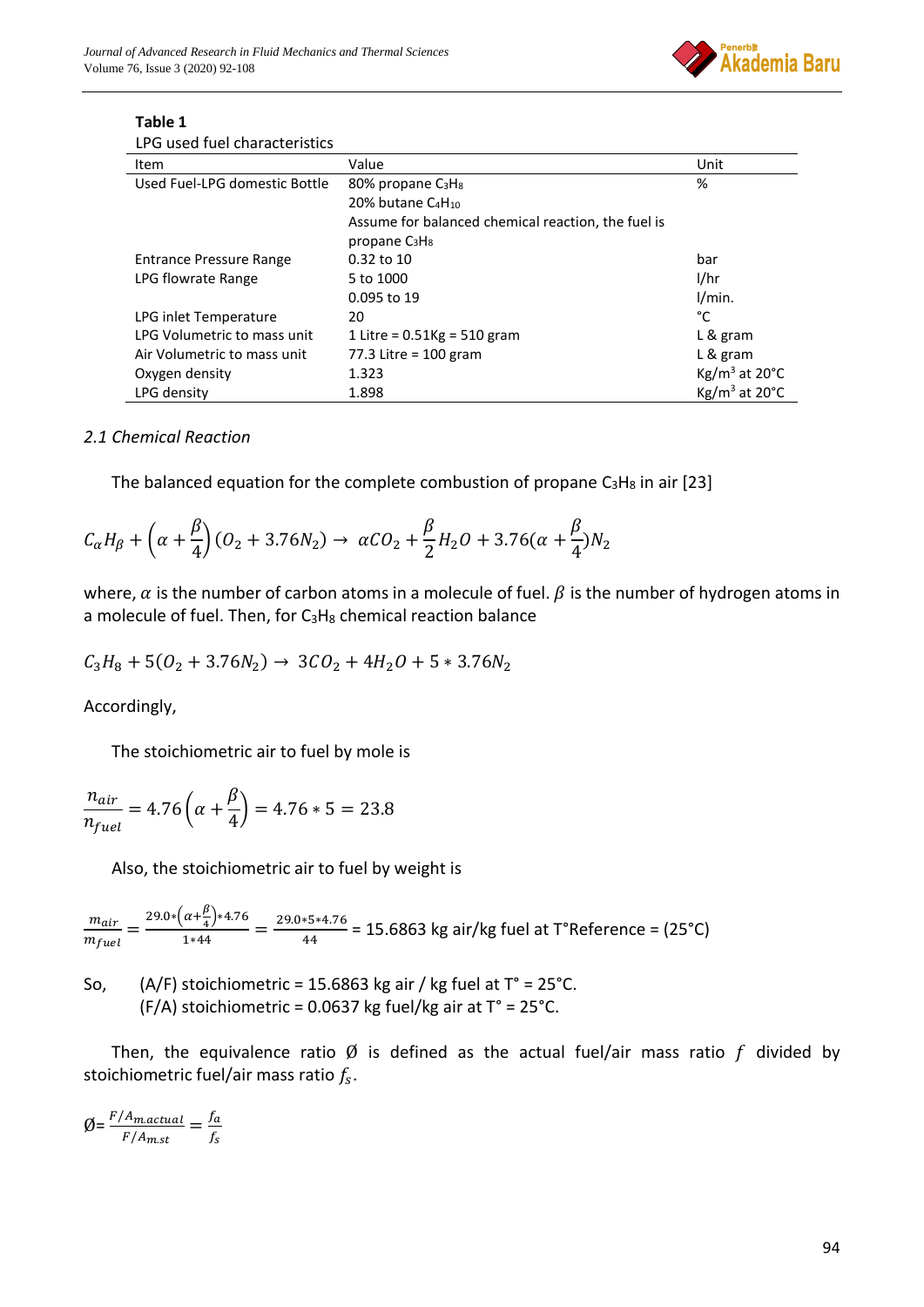**Table 1**
LPG used fuel characteristics

| Item | Value | Unit |
|---|---|---|
| Used Fuel-LPG domestic Bottle | 80% propane $C_3H_8$ | % |
| | 20% butane $C_4H_{10}$ | |
| | Assume for balanced chemical reaction, the fuel is propane $C_3H_8$ | |
| Entrance Pressure Range | 0.32 to 10 | bar |
| LPG flowrate Range | 5 to 1000 | l/hr |
| | 0.095 to 19 | l/min. |
| LPG inlet Temperature | 20 | °C |
| LPG Volumetric to mass unit | 1 Litre = 0.51Kg = 510 gram | L & gram |
| Air Volumetric to mass unit | 77.3 Litre = 100 gram | L & gram |
| Oxygen density | 1.323 | Kg/m³ at 20°C |
| LPG density | 1.898 | Kg/m³ at 20°C |

### *2.1 Chemical Reaction*

The balanced equation for the complete combustion of propane $C_3H_8$ in air [23]

$$C_\alpha H_\beta + \left(\alpha + \frac{\beta}{4}\right)(O_2 + 3.76N_2) \rightarrow \alpha CO_2 + \frac{\beta}{2}H_2O + 3.76(\alpha + \frac{\beta}{4})N_2$$

where, $\alpha$ is the number of carbon atoms in a molecule of fuel. $\beta$ is the number of hydrogen atoms in a molecule of fuel. Then, for $C_3H_8$ chemical reaction balance

$$C_3H_8 + 5(O_2 + 3.76N_2) \rightarrow 3CO_2 + 4H_2O + 5 * 3.76N_2$$

Accordingly,

The stoichiometric air to fuel by mole is

$$\frac{n_{air}}{n_{fuel}} = 4.76\left(\alpha + \frac{\beta}{4}\right) = 4.76 * 5 = 23.8$$

Also, the stoichiometric air to fuel by weight is

$$\frac{m_{air}}{m_{fuel}} = \frac{29.0 * \left(\alpha + \frac{\beta}{4}\right) * 4.76}{1 * 44} = \frac{29.0 * 5 * 4.76}{44} = 15.6863 \text{ kg air/kg fuel at T°Reference} = (25°C)$$

So, (A/F) stoichiometric = 15.6863 kg air / kg fuel at T° = 25°C.
(F/A) stoichiometric = 0.0637 kg fuel/kg air at T° = 25°C.

Then, the equivalence ratio Ø is defined as the actual fuel/air mass ratio $f$ divided by stoichiometric fuel/air mass ratio $f_s$.

$$Ø = \frac{F/A_{m.actual}}{F/A_{m.st}} = \frac{f_a}{f_s}$$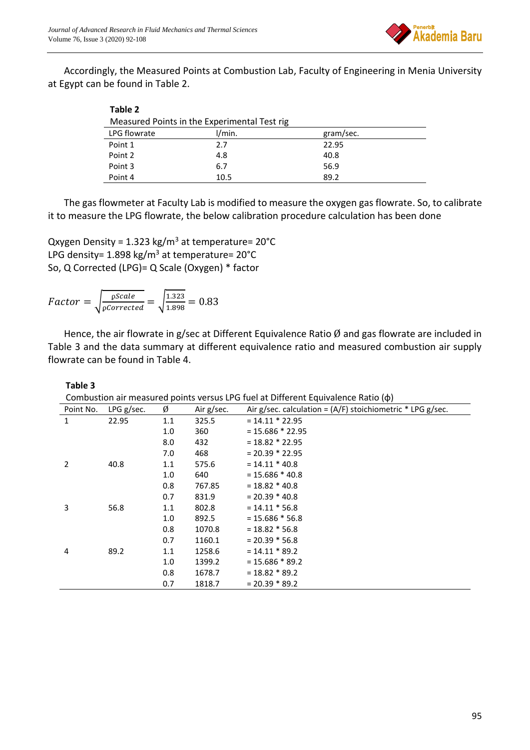Accordingly, the Measured Points at Combustion Lab, Faculty of Engineering in Menia University at Egypt can be found in Table 2.

**Table 2**
Measured Points in the Experimental Test rig

| LPG flowrate | l/min. | gram/sec. |
|---|---|---|
| Point 1 | 2.7 | 22.95 |
| Point 2 | 4.8 | 40.8 |
| Point 3 | 6.7 | 56.9 |
| Point 4 | 10.5 | 89.2 |

The gas flowmeter at Faculty Lab is modified to measure the oxygen gas flowrate. So, to calibrate it to measure the LPG flowrate, the below calibration procedure calculation has been done

Qxygen Density = 1.323 kg/m$^3$ at temperature= 20°C
LPG density= 1.898 kg/m$^3$ at temperature= 20°C
So, Q Corrected (LPG)= Q Scale (Oxygen) * factor

$$Factor = \sqrt{\frac{\rho Scale}{\rho Corrected}} = \sqrt{\frac{1.323}{1.898}} = 0.83$$

Hence, the air flowrate in g/sec at Different Equivalence Ratio Ø and gas flowrate are included in Table 3 and the data summary at different equivalence ratio and measured combustion air supply flowrate can be found in Table 4.

**Table 3**
Combustion air measured points versus LPG fuel at Different Equivalence Ratio (ϕ)

| Point No. | LPG g/sec. | Ø | Air g/sec. | Air g/sec. calculation = (A/F) stoichiometric * LPG g/sec. |
|---|---|---|---|---|
| 1 | 22.95 | 1.1 | 325.5 | = 14.11 * 22.95 |
| | | 1.0 | 360 | = 15.686 * 22.95 |
| | | 8.0 | 432 | = 18.82 * 22.95 |
| | | 7.0 | 468 | = 20.39 * 22.95 |
| 2 | 40.8 | 1.1 | 575.6 | = 14.11 * 40.8 |
| | | 1.0 | 640 | = 15.686 * 40.8 |
| | | 0.8 | 767.85 | = 18.82 * 40.8 |
| | | 0.7 | 831.9 | = 20.39 * 40.8 |
| 3 | 56.8 | 1.1 | 802.8 | = 14.11 * 56.8 |
| | | 1.0 | 892.5 | = 15.686 * 56.8 |
| | | 0.8 | 1070.8 | = 18.82 * 56.8 |
| | | 0.7 | 1160.1 | = 20.39 * 56.8 |
| 4 | 89.2 | 1.1 | 1258.6 | = 14.11 * 89.2 |
| | | 1.0 | 1399.2 | = 15.686 * 89.2 |
| | | 0.8 | 1678.7 | = 18.82 * 89.2 |
| | | 0.7 | 1818.7 | = 20.39 * 89.2 |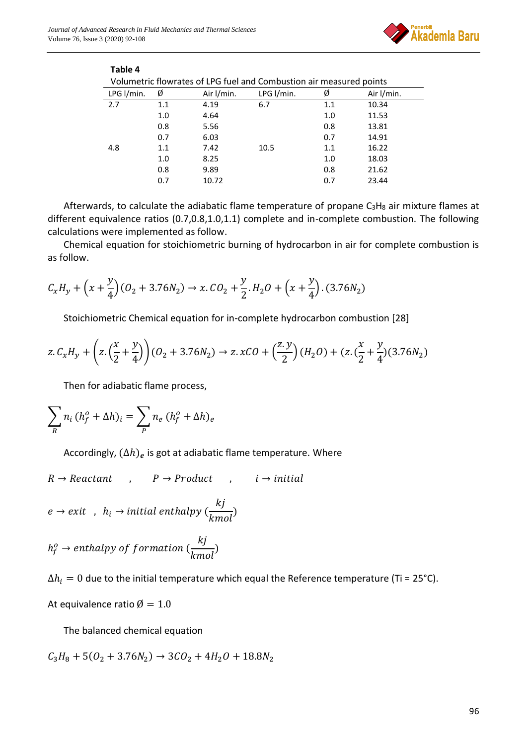**Table 4**

Volumetric flowrates of LPG fuel and Combustion air measured points

| LPG l/min. | Ø | Air l/min. | LPG l/min. | Ø | Air l/min. |
|---|---|---|---|---|---|
| 2.7 | 1.1 | 4.19 | 6.7 | 1.1 | 10.34 |
| | 1.0 | 4.64 | | 1.0 | 11.53 |
| | 0.8 | 5.56 | | 0.8 | 13.81 |
| | 0.7 | 6.03 | | 0.7 | 14.91 |
| 4.8 | 1.1 | 7.42 | 10.5 | 1.1 | 16.22 |
| | 1.0 | 8.25 | | 1.0 | 18.03 |
| | 0.8 | 9.89 | | 0.8 | 21.62 |
| | 0.7 | 10.72 | | 0.7 | 23.44 |

Afterwards, to calculate the adiabatic flame temperature of propane $C_3H_8$ air mixture flames at different equivalence ratios (0.7,0.8,1.0,1.1) complete and in-complete combustion. The following calculations were implemented as follow.

Chemical equation for stoichiometric burning of hydrocarbon in air for complete combustion is as follow.

$$C_xH_y + \left(x + \frac{y}{4}\right)(O_2 + 3.76N_2) \rightarrow x.CO_2 + \frac{y}{2}.H_2O + \left(x + \frac{y}{4}\right).(3.76N_2)$$

Stoichiometric Chemical equation for in-complete hydrocarbon combustion [28]

$$z.C_xH_y + \left(z.\left(\frac{x}{2} + \frac{y}{4}\right)\right)(O_2 + 3.76N_2) \rightarrow z.xCO + \left(\frac{z.y}{2}\right)(H_2O) + (z.(\frac{x}{2} + \frac{y}{4})(3.76N_2)$$

Then for adiabatic flame process,

$$\sum_R n_i\,(h_f^o + \Delta h)_i = \sum_P n_e\,(h_f^o + \Delta h)_e$$

Accordingly, $(\Delta h)_e$ is got at adiabatic flame temperature. Where

$R \rightarrow Reactant$ , $P \rightarrow Product$ , $i \rightarrow initial$

$e \rightarrow exit$ , $h_i \rightarrow initial\ enthalpy\ (\frac{kj}{kmol})$

$h_f^o \rightarrow enthalpy\ of\ formation\ (\frac{kj}{kmol})$

$\Delta h_i = 0$ due to the initial temperature which equal the Reference temperature (Ti = 25°C).

At equivalence ratio $\text{Ø} = 1.0$

The balanced chemical equation

$$C_3H_8 + 5(O_2 + 3.76N_2) \rightarrow 3CO_2 + 4H_2O + 18.8N_2$$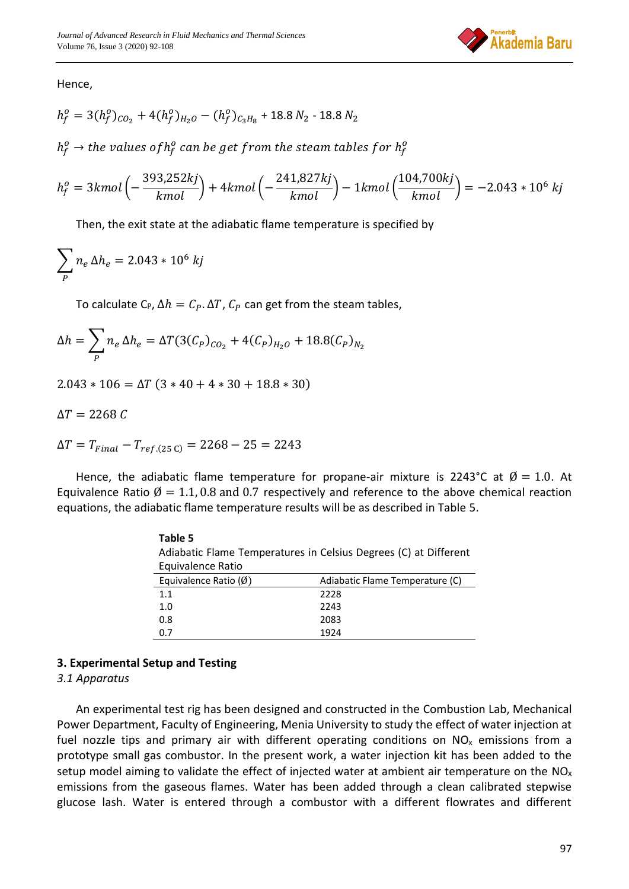Hence,

$$h_f^o = 3(h_f^o)_{CO_2} + 4(h_f^o)_{H_2O} - (h_f^o)_{C_3H_8} + 18.8\ N_2 - 18.8\ N_2$$

$$h_f^o \rightarrow the\ values\ of h_f^o\ can\ be\ get\ from\ the\ steam\ tables\ for\ h_f^o$$

$$h_f^o = 3kmol\left(-\frac{393{,}252kj}{kmol}\right) + 4kmol\left(-\frac{241{,}827kj}{kmol}\right) - 1kmol\left(\frac{104{,}700kj}{kmol}\right) = -2.043 * 10^6\ kj$$

Then, the exit state at the adiabatic flame temperature is specified by

$$\sum_P n_e\,\Delta h_e = 2.043 * 10^6\ kj$$

To calculate $C_P$, $\Delta h = C_P . \Delta T$, $C_P$ can get from the steam tables,

$$\Delta h = \sum_P n_e\,\Delta h_e = \Delta T(3(C_P)_{CO_2} + 4(C_P)_{H_2O} + 18.8(C_P)_{N_2}$$

$$2.043 * 106 = \Delta T\ (3 * 40 + 4 * 30 + 18.8 * 30)$$

$$\Delta T = 2268\ C$$

$$\Delta T = T_{Final} - T_{ref.(25\ C)} = 2268 - 25 = 2243$$

Hence, the adiabatic flame temperature for propane-air mixture is 2243°C at $Ø = 1.0$. At Equivalence Ratio $Ø = 1.1, 0.8$ and $0.7$ respectively and reference to the above chemical reaction equations, the adiabatic flame temperature results will be as described in Table 5.

**Table 5**
Adiabatic Flame Temperatures in Celsius Degrees (C) at Different Equivalence Ratio

| Equivalence Ratio (Ø) | Adiabatic Flame Temperature (C) |
|---|---|
| 1.1 | 2228 |
| 1.0 | 2243 |
| 0.8 | 2083 |
| 0.7 | 1924 |

## 3. Experimental Setup and Testing

### *3.1 Apparatus*

An experimental test rig has been designed and constructed in the Combustion Lab, Mechanical Power Department, Faculty of Engineering, Menia University to study the effect of water injection at fuel nozzle tips and primary air with different operating conditions on $NO_x$ emissions from a prototype small gas combustor. In the present work, a water injection kit has been added to the setup model aiming to validate the effect of injected water at ambient air temperature on the $NO_x$ emissions from the gaseous flames. Water has been added through a clean calibrated stepwise glucose lash. Water is entered through a combustor with a different flowrates and different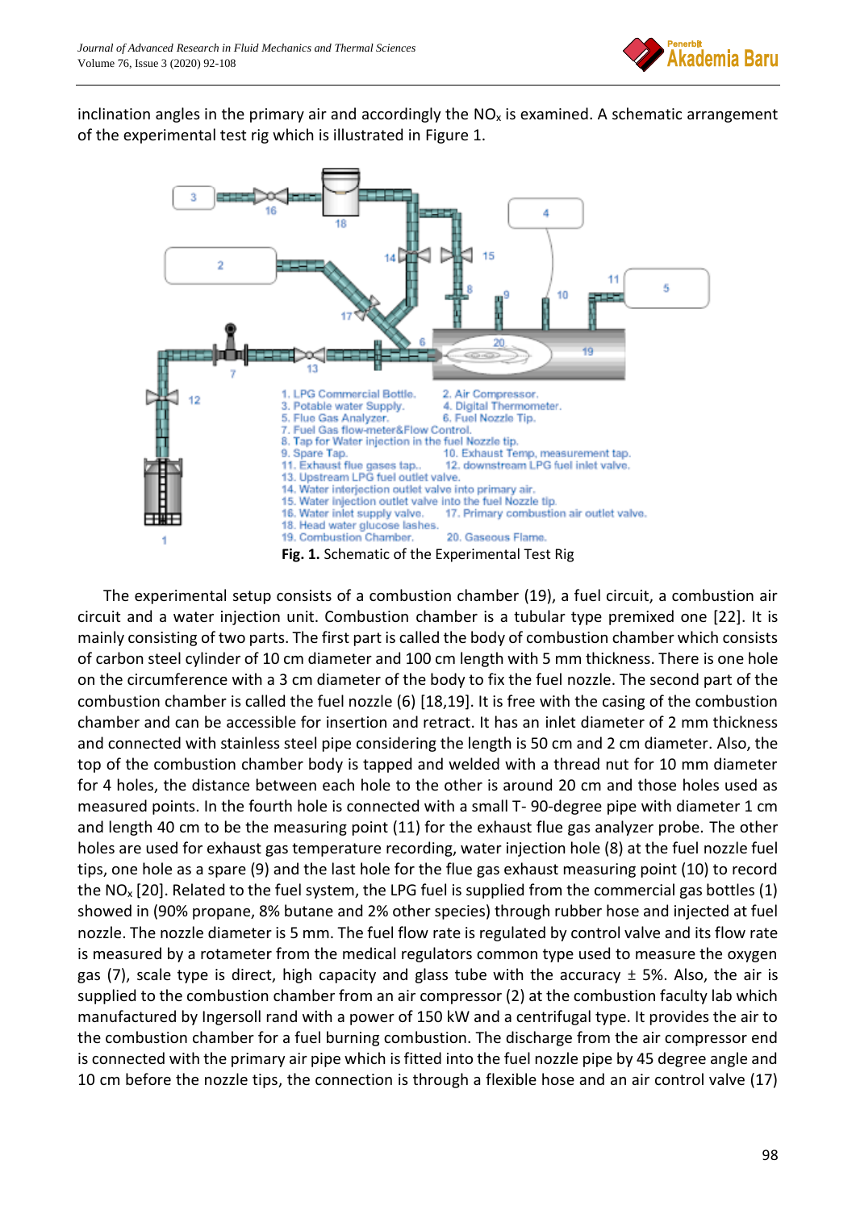inclination angles in the primary air and accordingly the $NO_x$ is examined. A schematic arrangement of the experimental test rig which is illustrated in Figure 1.

1. LPG Commercial Bottle.  2. Air Compressor.
3. Potable water Supply.  4. Digital Thermometer.
5. Flue Gas Analyzer.  6. Fuel Nozzle Tip.
7. Fuel Gas flow-meter&Flow Control.
8. Tap for Water injection in the fuel Nozzle tip.
9. Spare Tap.  10. Exhaust Temp. measurement tap.
11. Exhaust flue gases tap..  12. downstream LPG fuel inlet valve.
13. Upstream LPG fuel outlet valve.
14. Water interjection outlet valve into primary air.
15. Water injection outlet valve into the fuel Nozzle tip.
16. Water inlet supply valve.  17. Primary combustion air outlet valve.
18. Head water glucose lashes.
19. Combustion Chamber.  20. Gaseous Flame.

**Fig. 1.** Schematic of the Experimental Test Rig

The experimental setup consists of a combustion chamber (19), a fuel circuit, a combustion air circuit and a water injection unit. Combustion chamber is a tubular type premixed one [22]. It is mainly consisting of two parts. The first part is called the body of combustion chamber which consists of carbon steel cylinder of 10 cm diameter and 100 cm length with 5 mm thickness. There is one hole on the circumference with a 3 cm diameter of the body to fix the fuel nozzle. The second part of the combustion chamber is called the fuel nozzle (6) [18,19]. It is free with the casing of the combustion chamber and can be accessible for insertion and retract. It has an inlet diameter of 2 mm thickness and connected with stainless steel pipe considering the length is 50 cm and 2 cm diameter. Also, the top of the combustion chamber body is tapped and welded with a thread nut for 10 mm diameter for 4 holes, the distance between each hole to the other is around 20 cm and those holes used as measured points. In the fourth hole is connected with a small T- 90-degree pipe with diameter 1 cm and length 40 cm to be the measuring point (11) for the exhaust flue gas analyzer probe. The other holes are used for exhaust gas temperature recording, water injection hole (8) at the fuel nozzle fuel tips, one hole as a spare (9) and the last hole for the flue gas exhaust measuring point (10) to record the $NO_x$ [20]. Related to the fuel system, the LPG fuel is supplied from the commercial gas bottles (1) showed in (90% propane, 8% butane and 2% other species) through rubber hose and injected at fuel nozzle. The nozzle diameter is 5 mm. The fuel flow rate is regulated by control valve and its flow rate is measured by a rotameter from the medical regulators common type used to measure the oxygen gas (7), scale type is direct, high capacity and glass tube with the accuracy ± 5%. Also, the air is supplied to the combustion chamber from an air compressor (2) at the combustion faculty lab which manufactured by Ingersoll rand with a power of 150 kW and a centrifugal type. It provides the air to the combustion chamber for a fuel burning combustion. The discharge from the air compressor end is connected with the primary air pipe which is fitted into the fuel nozzle pipe by 45 degree angle and 10 cm before the nozzle tips, the connection is through a flexible hose and an air control valve (17)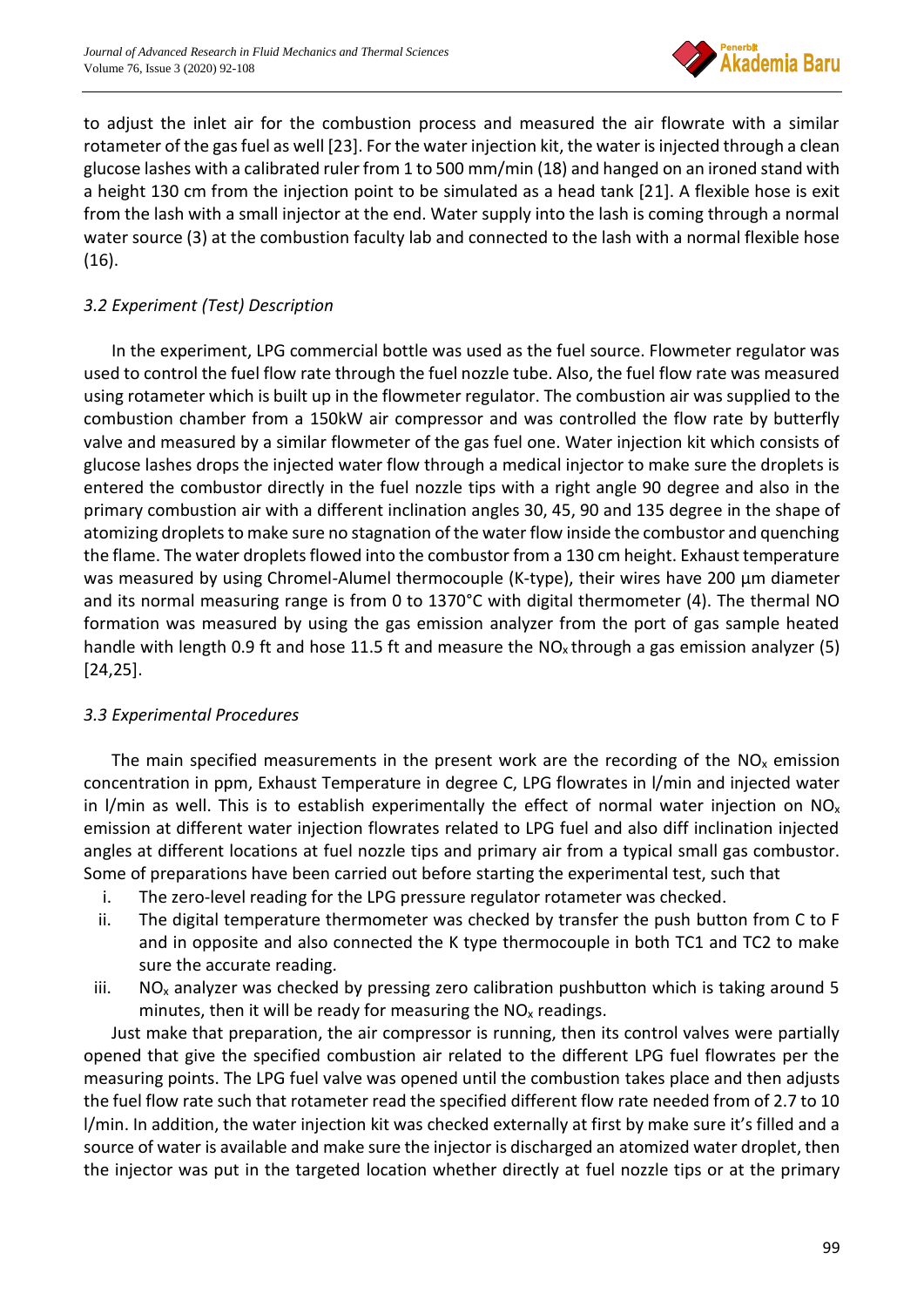to adjust the inlet air for the combustion process and measured the air flowrate with a similar rotameter of the gas fuel as well [23]. For the water injection kit, the water is injected through a clean glucose lashes with a calibrated ruler from 1 to 500 mm/min (18) and hanged on an ironed stand with a height 130 cm from the injection point to be simulated as a head tank [21]. A flexible hose is exit from the lash with a small injector at the end. Water supply into the lash is coming through a normal water source (3) at the combustion faculty lab and connected to the lash with a normal flexible hose (16).

### *3.2 Experiment (Test) Description*

In the experiment, LPG commercial bottle was used as the fuel source. Flowmeter regulator was used to control the fuel flow rate through the fuel nozzle tube. Also, the fuel flow rate was measured using rotameter which is built up in the flowmeter regulator. The combustion air was supplied to the combustion chamber from a 150kW air compressor and was controlled the flow rate by butterfly valve and measured by a similar flowmeter of the gas fuel one. Water injection kit which consists of glucose lashes drops the injected water flow through a medical injector to make sure the droplets is entered the combustor directly in the fuel nozzle tips with a right angle 90 degree and also in the primary combustion air with a different inclination angles 30, 45, 90 and 135 degree in the shape of atomizing droplets to make sure no stagnation of the water flow inside the combustor and quenching the flame. The water droplets flowed into the combustor from a 130 cm height. Exhaust temperature was measured by using Chromel-Alumel thermocouple (K-type), their wires have 200 µm diameter and its normal measuring range is from 0 to 1370°C with digital thermometer (4). The thermal NO formation was measured by using the gas emission analyzer from the port of gas sample heated handle with length 0.9 ft and hose 11.5 ft and measure the $NO_x$ through a gas emission analyzer (5) [24,25].

### *3.3 Experimental Procedures*

The main specified measurements in the present work are the recording of the $NO_x$ emission concentration in ppm, Exhaust Temperature in degree C, LPG flowrates in l/min and injected water in l/min as well. This is to establish experimentally the effect of normal water injection on $NO_x$ emission at different water injection flowrates related to LPG fuel and also diff inclination injected angles at different locations at fuel nozzle tips and primary air from a typical small gas combustor. Some of preparations have been carried out before starting the experimental test, such that

i. The zero-level reading for the LPG pressure regulator rotameter was checked.
ii. The digital temperature thermometer was checked by transfer the push button from C to F and in opposite and also connected the K type thermocouple in both TC1 and TC2 to make sure the accurate reading.
iii. $NO_x$ analyzer was checked by pressing zero calibration pushbutton which is taking around 5 minutes, then it will be ready for measuring the $NO_x$ readings.

Just make that preparation, the air compressor is running, then its control valves were partially opened that give the specified combustion air related to the different LPG fuel flowrates per the measuring points. The LPG fuel valve was opened until the combustion takes place and then adjusts the fuel flow rate such that rotameter read the specified different flow rate needed from of 2.7 to 10 l/min. In addition, the water injection kit was checked externally at first by make sure it's filled and a source of water is available and make sure the injector is discharged an atomized water droplet, then the injector was put in the targeted location whether directly at fuel nozzle tips or at the primary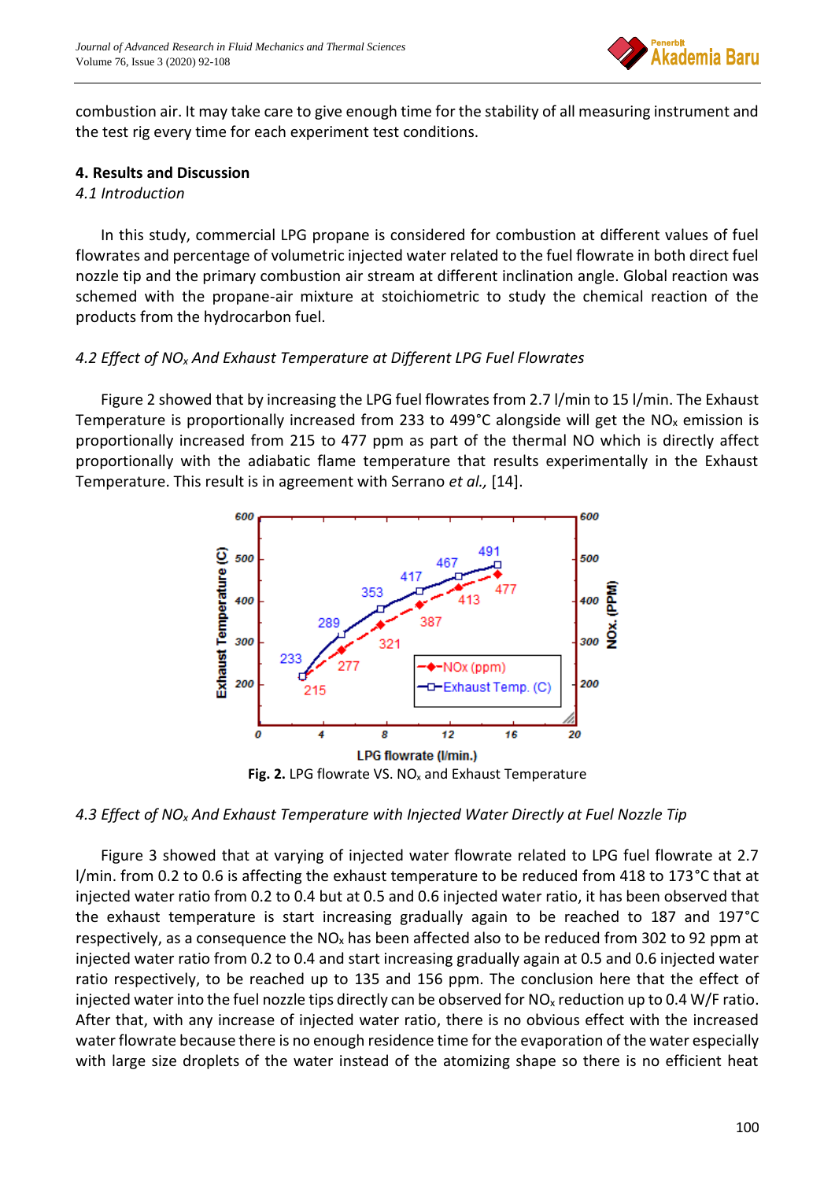combustion air. It may take care to give enough time for the stability of all measuring instrument and the test rig every time for each experiment test conditions.

## 4. Results and Discussion

### *4.1 Introduction*

In this study, commercial LPG propane is considered for combustion at different values of fuel flowrates and percentage of volumetric injected water related to the fuel flowrate in both direct fuel nozzle tip and the primary combustion air stream at different inclination angle. Global reaction was schemed with the propane-air mixture at stoichiometric to study the chemical reaction of the products from the hydrocarbon fuel.

### *4.2 Effect of $NO_x$ And Exhaust Temperature at Different LPG Fuel Flowrates*

Figure 2 showed that by increasing the LPG fuel flowrates from 2.7 l/min to 15 l/min. The Exhaust Temperature is proportionally increased from 233 to 499°C alongside will get the $NO_x$ emission is proportionally increased from 215 to 477 ppm as part of the thermal NO which is directly affect proportionally with the adiabatic flame temperature that results experimentally in the Exhaust Temperature. This result is in agreement with Serrano *et al.,* [14].

**Fig. 2.** LPG flowrate VS. $NO_x$ and Exhaust Temperature

### *4.3 Effect of $NO_x$ And Exhaust Temperature with Injected Water Directly at Fuel Nozzle Tip*

Figure 3 showed that at varying of injected water flowrate related to LPG fuel flowrate at 2.7 l/min. from 0.2 to 0.6 is affecting the exhaust temperature to be reduced from 418 to 173˚C that at injected water ratio from 0.2 to 0.4 but at 0.5 and 0.6 injected water ratio, it has been observed that the exhaust temperature is start increasing gradually again to be reached to 187 and 197°C respectively, as a consequence the $NO_x$ has been affected also to be reduced from 302 to 92 ppm at injected water ratio from 0.2 to 0.4 and start increasing gradually again at 0.5 and 0.6 injected water ratio respectively, to be reached up to 135 and 156 ppm. The conclusion here that the effect of injected water into the fuel nozzle tips directly can be observed for $NO_x$ reduction up to 0.4 W/F ratio. After that, with any increase of injected water ratio, there is no obvious effect with the increased water flowrate because there is no enough residence time for the evaporation of the water especially with large size droplets of the water instead of the atomizing shape so there is no efficient heat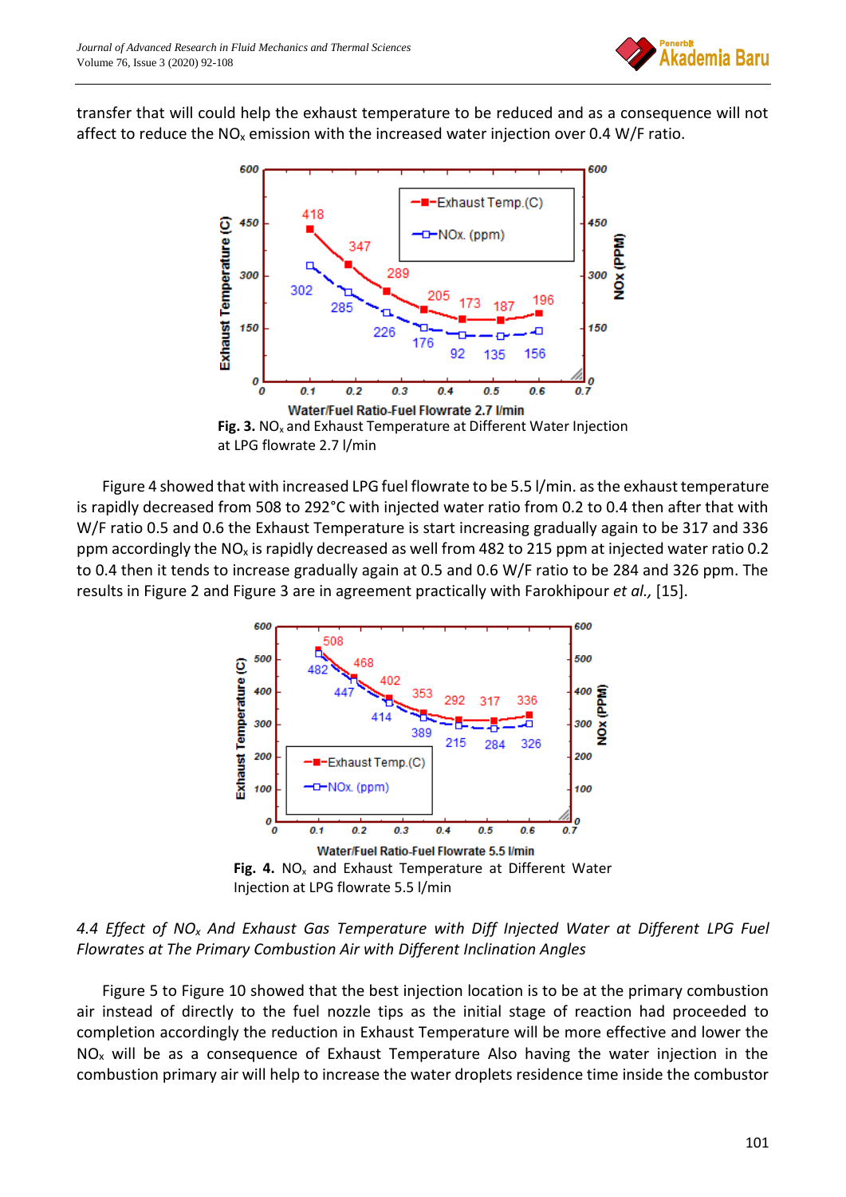transfer that will could help the exhaust temperature to be reduced and as a consequence will not affect to reduce the $NO_x$ emission with the increased water injection over 0.4 W/F ratio.

**Fig. 3.** $NO_x$ and Exhaust Temperature at Different Water Injection at LPG flowrate 2.7 l/min

Figure 4 showed that with increased LPG fuel flowrate to be 5.5 l/min. as the exhaust temperature is rapidly decreased from 508 to 292°C with injected water ratio from 0.2 to 0.4 then after that with W/F ratio 0.5 and 0.6 the Exhaust Temperature is start increasing gradually again to be 317 and 336 ppm accordingly the $NO_x$ is rapidly decreased as well from 482 to 215 ppm at injected water ratio 0.2 to 0.4 then it tends to increase gradually again at 0.5 and 0.6 W/F ratio to be 284 and 326 ppm. The results in Figure 2 and Figure 3 are in agreement practically with Farokhipour *et al.,* [15].

**Fig. 4.** $NO_x$ and Exhaust Temperature at Different Water Injection at LPG flowrate 5.5 l/min

*4.4 Effect of $NO_x$ And Exhaust Gas Temperature with Diff Injected Water at Different LPG Fuel Flowrates at The Primary Combustion Air with Different Inclination Angles*

Figure 5 to Figure 10 showed that the best injection location is to be at the primary combustion air instead of directly to the fuel nozzle tips as the initial stage of reaction had proceeded to completion accordingly the reduction in Exhaust Temperature will be more effective and lower the $NO_x$ will be as a consequence of Exhaust Temperature Also having the water injection in the combustion primary air will help to increase the water droplets residence time inside the combustor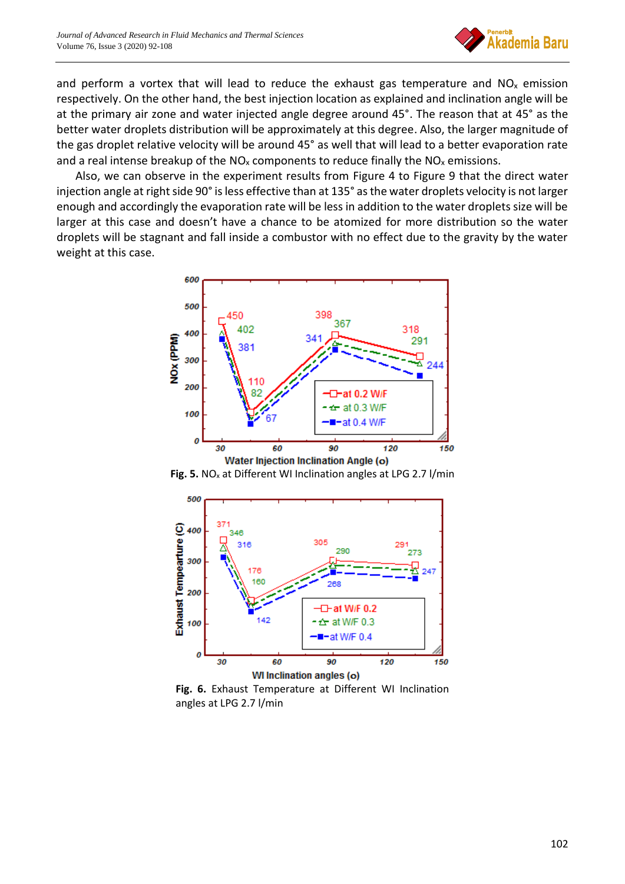and perform a vortex that will lead to reduce the exhaust gas temperature and $NO_x$ emission respectively. On the other hand, the best injection location as explained and inclination angle will be at the primary air zone and water injected angle degree around 45°. The reason that at 45° as the better water droplets distribution will be approximately at this degree. Also, the larger magnitude of the gas droplet relative velocity will be around 45° as well that will lead to a better evaporation rate and a real intense breakup of the $NO_x$ components to reduce finally the $NO_x$ emissions.

Also, we can observe in the experiment results from Figure 4 to Figure 9 that the direct water injection angle at right side 90° is less effective than at 135° as the water droplets velocity is not larger enough and accordingly the evaporation rate will be less in addition to the water droplets size will be larger at this case and doesn't have a chance to be atomized for more distribution so the water droplets will be stagnant and fall inside a combustor with no effect due to the gravity by the water weight at this case.

**Fig. 5.** $NO_x$ at Different WI Inclination angles at LPG 2.7 l/min

**Fig. 6.** Exhaust Temperature at Different WI Inclination angles at LPG 2.7 l/min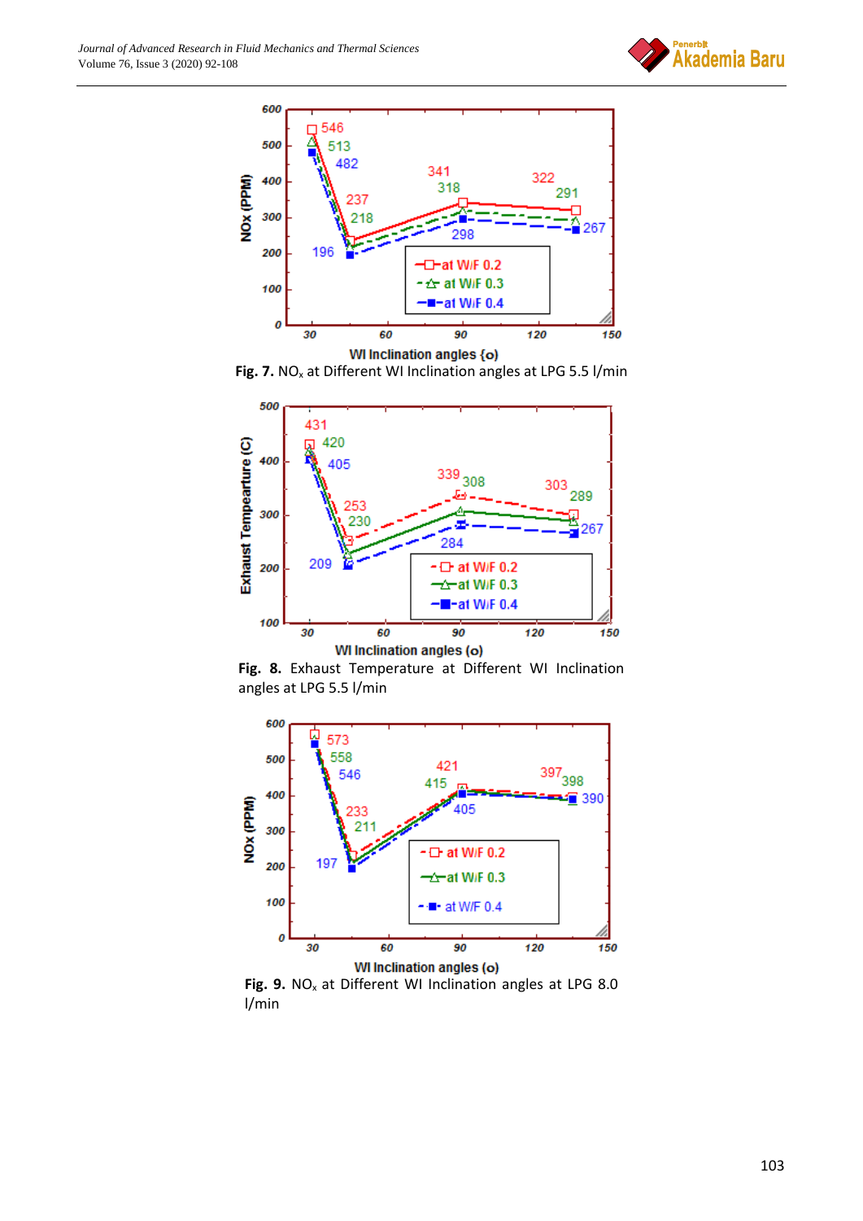**Fig. 7.** $NO_x$ at Different WI Inclination angles at LPG 5.5 l/min

**Fig. 8.** Exhaust Temperature at Different WI Inclination angles at LPG 5.5 l/min

**Fig. 9.** $NO_x$ at Different WI Inclination angles at LPG 8.0 l/min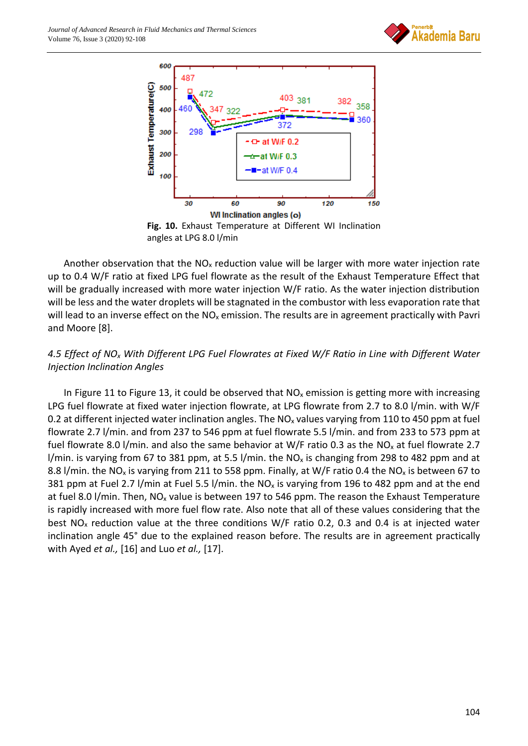Fig. 10. Exhaust Temperature at Different WI Inclination angles at LPG 8.0 l/min

Another observation that the $NO_x$ reduction value will be larger with more water injection rate up to 0.4 W/F ratio at fixed LPG fuel flowrate as the result of the Exhaust Temperature Effect that will be gradually increased with more water injection W/F ratio. As the water injection distribution will be less and the water droplets will be stagnated in the combustor with less evaporation rate that will lead to an inverse effect on the $NO_x$ emission. The results are in agreement practically with Pavri and Moore [8].

### *4.5 Effect of $NO_x$ With Different LPG Fuel Flowrates at Fixed W/F Ratio in Line with Different Water Injection Inclination Angles*

In Figure 11 to Figure 13, it could be observed that $NO_x$ emission is getting more with increasing LPG fuel flowrate at fixed water injection flowrate, at LPG flowrate from 2.7 to 8.0 l/min. with W/F 0.2 at different injected water inclination angles. The $NO_x$ values varying from 110 to 450 ppm at fuel flowrate 2.7 l/min. and from 237 to 546 ppm at fuel flowrate 5.5 l/min. and from 233 to 573 ppm at fuel flowrate 8.0 l/min. and also the same behavior at W/F ratio 0.3 as the $NO_x$ at fuel flowrate 2.7 l/min. is varying from 67 to 381 ppm, at 5.5 l/min. the $NO_x$ is changing from 298 to 482 ppm and at 8.8 l/min. the $NO_x$ is varying from 211 to 558 ppm. Finally, at W/F ratio 0.4 the $NO_x$ is between 67 to 381 ppm at Fuel 2.7 l/min at Fuel 5.5 l/min. the $NO_x$ is varying from 196 to 482 ppm and at the end at fuel 8.0 l/min. Then, $NO_x$ value is between 197 to 546 ppm. The reason the Exhaust Temperature is rapidly increased with more fuel flow rate. Also note that all of these values considering that the best $NO_x$ reduction value at the three conditions W/F ratio 0.2, 0.3 and 0.4 is at injected water inclination angle 45° due to the explained reason before. The results are in agreement practically with Ayed *et al.,* [16] and Luo *et al.,* [17].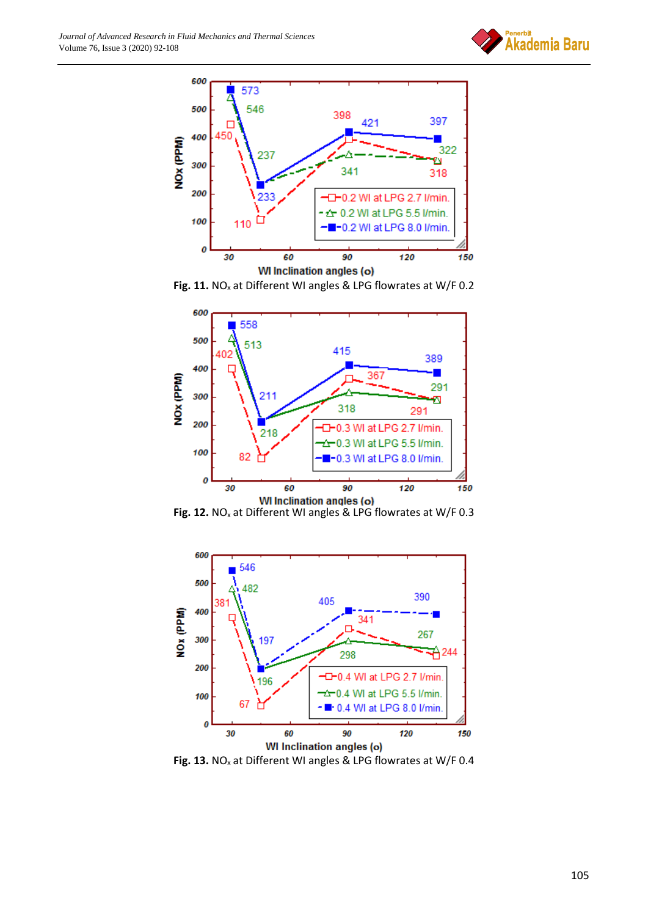**Fig. 11.** $NO_x$ at Different WI angles & LPG flowrates at W/F 0.2

**Fig. 12.** $NO_x$ at Different WI angles & LPG flowrates at W/F 0.3

**Fig. 13.** $NO_x$ at Different WI angles & LPG flowrates at W/F 0.4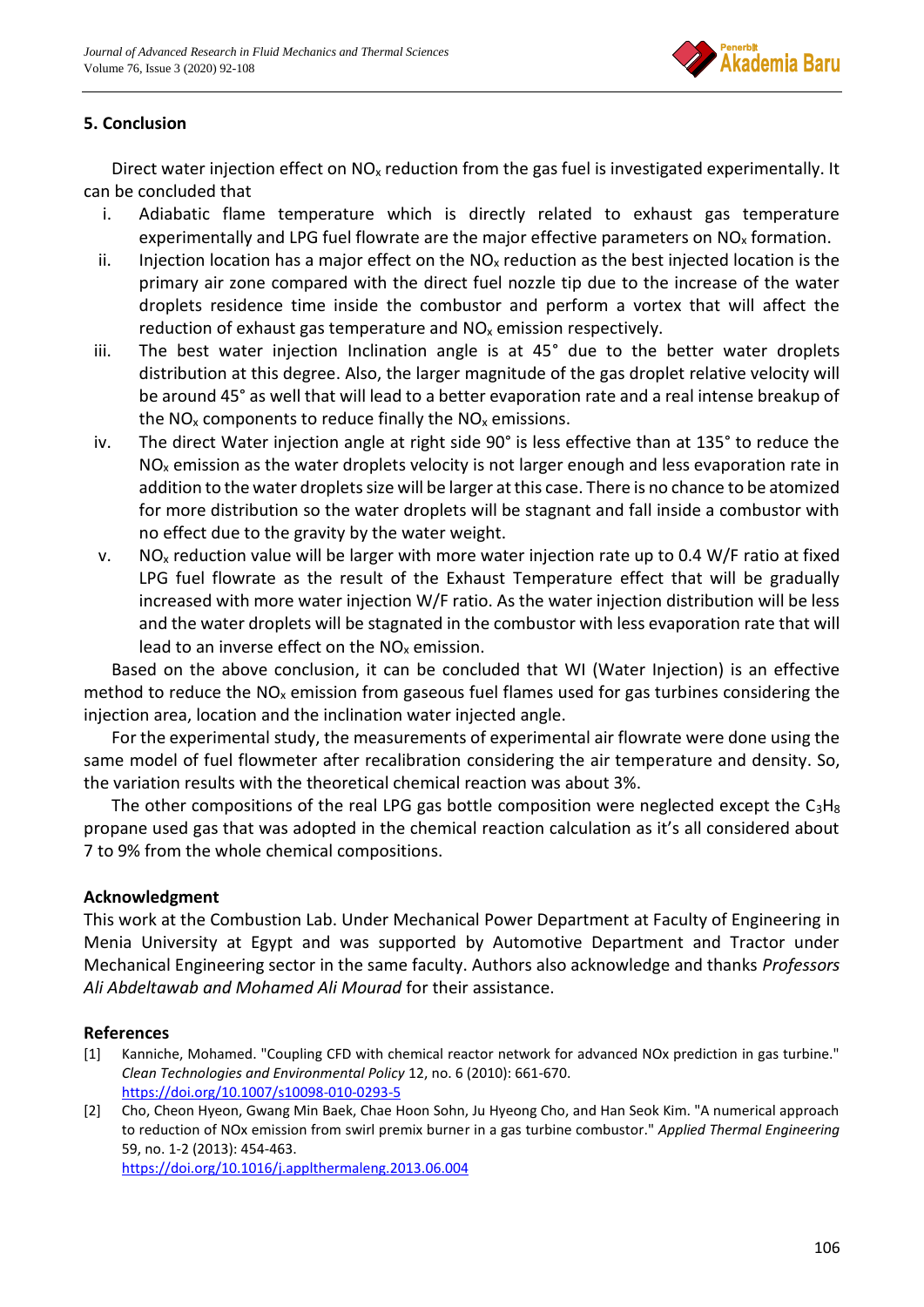## 5. Conclusion

Direct water injection effect on $NO_x$ reduction from the gas fuel is investigated experimentally. It can be concluded that

i. Adiabatic flame temperature which is directly related to exhaust gas temperature experimentally and LPG fuel flowrate are the major effective parameters on $NO_x$ formation.
ii. Injection location has a major effect on the $NO_x$ reduction as the best injected location is the primary air zone compared with the direct fuel nozzle tip due to the increase of the water droplets residence time inside the combustor and perform a vortex that will affect the reduction of exhaust gas temperature and $NO_x$ emission respectively.
iii. The best water injection Inclination angle is at 45° due to the better water droplets distribution at this degree. Also, the larger magnitude of the gas droplet relative velocity will be around 45° as well that will lead to a better evaporation rate and a real intense breakup of the $NO_x$ components to reduce finally the $NO_x$ emissions.
iv. The direct Water injection angle at right side 90° is less effective than at 135° to reduce the $NO_x$ emission as the water droplets velocity is not larger enough and less evaporation rate in addition to the water droplets size will be larger at this case. There is no chance to be atomized for more distribution so the water droplets will be stagnant and fall inside a combustor with no effect due to the gravity by the water weight.
v. $NO_x$ reduction value will be larger with more water injection rate up to 0.4 W/F ratio at fixed LPG fuel flowrate as the result of the Exhaust Temperature effect that will be gradually increased with more water injection W/F ratio. As the water injection distribution will be less and the water droplets will be stagnated in the combustor with less evaporation rate that will lead to an inverse effect on the $NO_x$ emission.

Based on the above conclusion, it can be concluded that WI (Water Injection) is an effective method to reduce the $NO_x$ emission from gaseous fuel flames used for gas turbines considering the injection area, location and the inclination water injected angle.

For the experimental study, the measurements of experimental air flowrate were done using the same model of fuel flowmeter after recalibration considering the air temperature and density. So, the variation results with the theoretical chemical reaction was about 3%.

The other compositions of the real LPG gas bottle composition were neglected except the $C_3H_8$ propane used gas that was adopted in the chemical reaction calculation as it's all considered about 7 to 9% from the whole chemical compositions.

## Acknowledgment

This work at the Combustion Lab. Under Mechanical Power Department at Faculty of Engineering in Menia University at Egypt and was supported by Automotive Department and Tractor under Mechanical Engineering sector in the same faculty. Authors also acknowledge and thanks *Professors Ali Abdeltawab and Mohamed Ali Mourad* for their assistance.

## References

[1] Kanniche, Mohamed. "Coupling CFD with chemical reactor network for advanced NOx prediction in gas turbine." *Clean Technologies and Environmental Policy* 12, no. 6 (2010): 661-670. https://doi.org/10.1007/s10098-010-0293-5

[2] Cho, Cheon Hyeon, Gwang Min Baek, Chae Hoon Sohn, Ju Hyeong Cho, and Han Seok Kim. "A numerical approach to reduction of NOx emission from swirl premix burner in a gas turbine combustor." *Applied Thermal Engineering* 59, no. 1-2 (2013): 454-463. https://doi.org/10.1016/j.applthermaleng.2013.06.004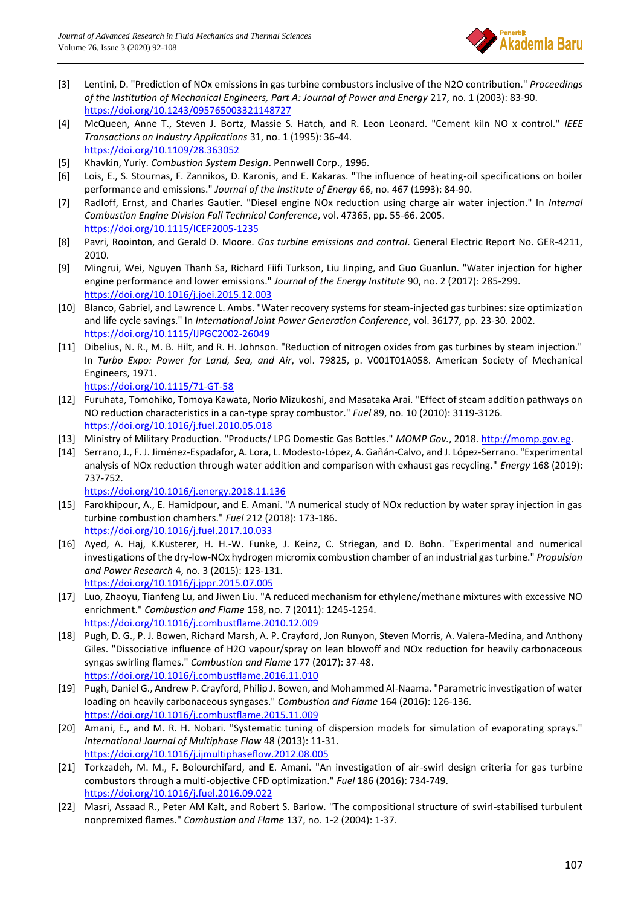[3] Lentini, D. "Prediction of NOx emissions in gas turbine combustors inclusive of the N2O contribution." *Proceedings of the Institution of Mechanical Engineers, Part A: Journal of Power and Energy* 217, no. 1 (2003): 83-90. https://doi.org/10.1243/095765003321148727

[4] McQueen, Anne T., Steven J. Bortz, Massie S. Hatch, and R. Leon Leonard. "Cement kiln NO x control." *IEEE Transactions on Industry Applications* 31, no. 1 (1995): 36-44. https://doi.org/10.1109/28.363052

[5] Khavkin, Yuriy. *Combustion System Design*. Pennwell Corp., 1996.

[6] Lois, E., S. Stournas, F. Zannikos, D. Karonis, and E. Kakaras. "The influence of heating-oil specifications on boiler performance and emissions." *Journal of the Institute of Energy* 66, no. 467 (1993): 84-90.

[7] Radloff, Ernst, and Charles Gautier. "Diesel engine NOx reduction using charge air water injection." In *Internal Combustion Engine Division Fall Technical Conference*, vol. 47365, pp. 55-66. 2005. https://doi.org/10.1115/ICEF2005-1235

[8] Pavri, Roointon, and Gerald D. Moore. *Gas turbine emissions and control*. General Electric Report No. GER-4211, 2010.

[9] Mingrui, Wei, Nguyen Thanh Sa, Richard Fiifi Turkson, Liu Jinping, and Guo Guanlun. "Water injection for higher engine performance and lower emissions." *Journal of the Energy Institute* 90, no. 2 (2017): 285-299. https://doi.org/10.1016/j.joei.2015.12.003

[10] Blanco, Gabriel, and Lawrence L. Ambs. "Water recovery systems for steam-injected gas turbines: size optimization and life cycle savings." In *International Joint Power Generation Conference*, vol. 36177, pp. 23-30. 2002. https://doi.org/10.1115/IJPGC2002-26049

[11] Dibelius, N. R., M. B. Hilt, and R. H. Johnson. "Reduction of nitrogen oxides from gas turbines by steam injection." In *Turbo Expo: Power for Land, Sea, and Air*, vol. 79825, p. V001T01A058. American Society of Mechanical Engineers, 1971. https://doi.org/10.1115/71-GT-58

[12] Furuhata, Tomohiko, Tomoya Kawata, Norio Mizukoshi, and Masataka Arai. "Effect of steam addition pathways on NO reduction characteristics in a can-type spray combustor." *Fuel* 89, no. 10 (2010): 3119-3126. https://doi.org/10.1016/j.fuel.2010.05.018

[13] Ministry of Military Production. "Products/ LPG Domestic Gas Bottles." *MOMP Gov.*, 2018. http://momp.gov.eg.

[14] Serrano, J., F. J. Jiménez-Espadafor, A. Lora, L. Modesto-López, A. Gañán-Calvo, and J. López-Serrano. "Experimental analysis of NOx reduction through water addition and comparison with exhaust gas recycling." *Energy* 168 (2019): 737-752. https://doi.org/10.1016/j.energy.2018.11.136

[15] Farokhipour, A., E. Hamidpour, and E. Amani. "A numerical study of NOx reduction by water spray injection in gas turbine combustion chambers." *Fuel* 212 (2018): 173-186. https://doi.org/10.1016/j.fuel.2017.10.033

[16] Ayed, A. Haj, K.Kusterer, H. H.-W. Funke, J. Keinz, C. Striegan, and D. Bohn. "Experimental and numerical investigations of the dry-low-NOx hydrogen micromix combustion chamber of an industrial gas turbine." *Propulsion and Power Research* 4, no. 3 (2015): 123-131. https://doi.org/10.1016/j.jppr.2015.07.005

[17] Luo, Zhaoyu, Tianfeng Lu, and Jiwen Liu. "A reduced mechanism for ethylene/methane mixtures with excessive NO enrichment." *Combustion and Flame* 158, no. 7 (2011): 1245-1254. https://doi.org/10.1016/j.combustflame.2010.12.009

[18] Pugh, D. G., P. J. Bowen, Richard Marsh, A. P. Crayford, Jon Runyon, Steven Morris, A. Valera-Medina, and Anthony Giles. "Dissociative influence of H2O vapour/spray on lean blowoff and NOx reduction for heavily carbonaceous syngas swirling flames." *Combustion and Flame* 177 (2017): 37-48. https://doi.org/10.1016/j.combustflame.2016.11.010

[19] Pugh, Daniel G., Andrew P. Crayford, Philip J. Bowen, and Mohammed Al-Naama. "Parametric investigation of water loading on heavily carbonaceous syngases." *Combustion and Flame* 164 (2016): 126-136. https://doi.org/10.1016/j.combustflame.2015.11.009

[20] Amani, E., and M. R. H. Nobari. "Systematic tuning of dispersion models for simulation of evaporating sprays." *International Journal of Multiphase Flow* 48 (2013): 11-31. https://doi.org/10.1016/j.ijmultiphaseflow.2012.08.005

[21] Torkzadeh, M. M., F. Bolourchifard, and E. Amani. "An investigation of air-swirl design criteria for gas turbine combustors through a multi-objective CFD optimization." *Fuel* 186 (2016): 734-749. https://doi.org/10.1016/j.fuel.2016.09.022

[22] Masri, Assaad R., Peter AM Kalt, and Robert S. Barlow. "The compositional structure of swirl-stabilised turbulent nonpremixed flames." *Combustion and Flame* 137, no. 1-2 (2004): 1-37.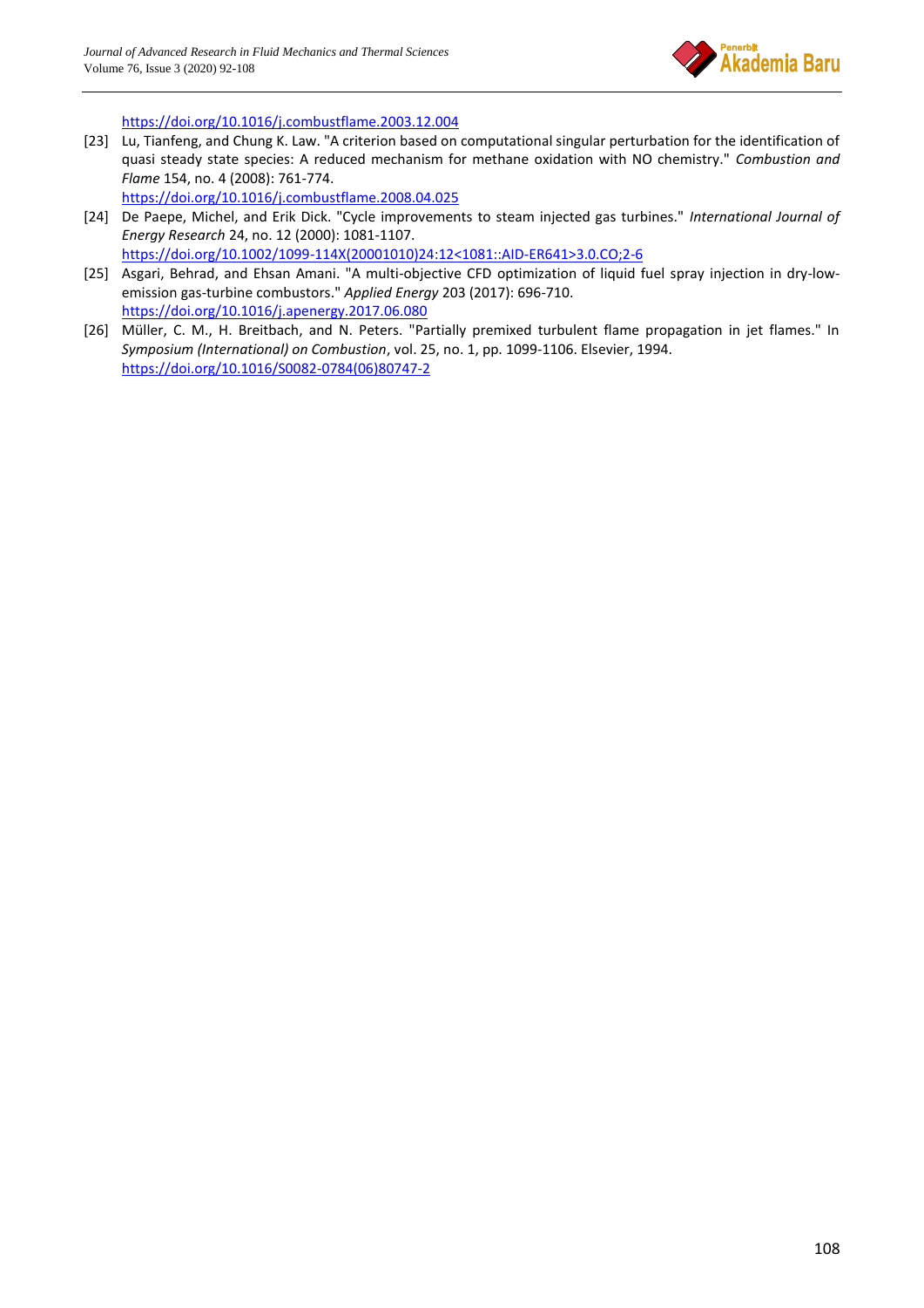https://doi.org/10.1016/j.combustflame.2003.12.004

[23] Lu, Tianfeng, and Chung K. Law. "A criterion based on computational singular perturbation for the identification of quasi steady state species: A reduced mechanism for methane oxidation with NO chemistry." *Combustion and Flame* 154, no. 4 (2008): 761-774. https://doi.org/10.1016/j.combustflame.2008.04.025

[24] De Paepe, Michel, and Erik Dick. "Cycle improvements to steam injected gas turbines." *International Journal of Energy Research* 24, no. 12 (2000): 1081-1107. https://doi.org/10.1002/1099-114X(20001010)24:12<1081::AID-ER641>3.0.CO;2-6

[25] Asgari, Behrad, and Ehsan Amani. "A multi-objective CFD optimization of liquid fuel spray injection in dry-low-emission gas-turbine combustors." *Applied Energy* 203 (2017): 696-710. https://doi.org/10.1016/j.apenergy.2017.06.080

[26] Müller, C. M., H. Breitbach, and N. Peters. "Partially premixed turbulent flame propagation in jet flames." In *Symposium (International) on Combustion*, vol. 25, no. 1, pp. 1099-1106. Elsevier, 1994. https://doi.org/10.1016/S0082-0784(06)80747-2